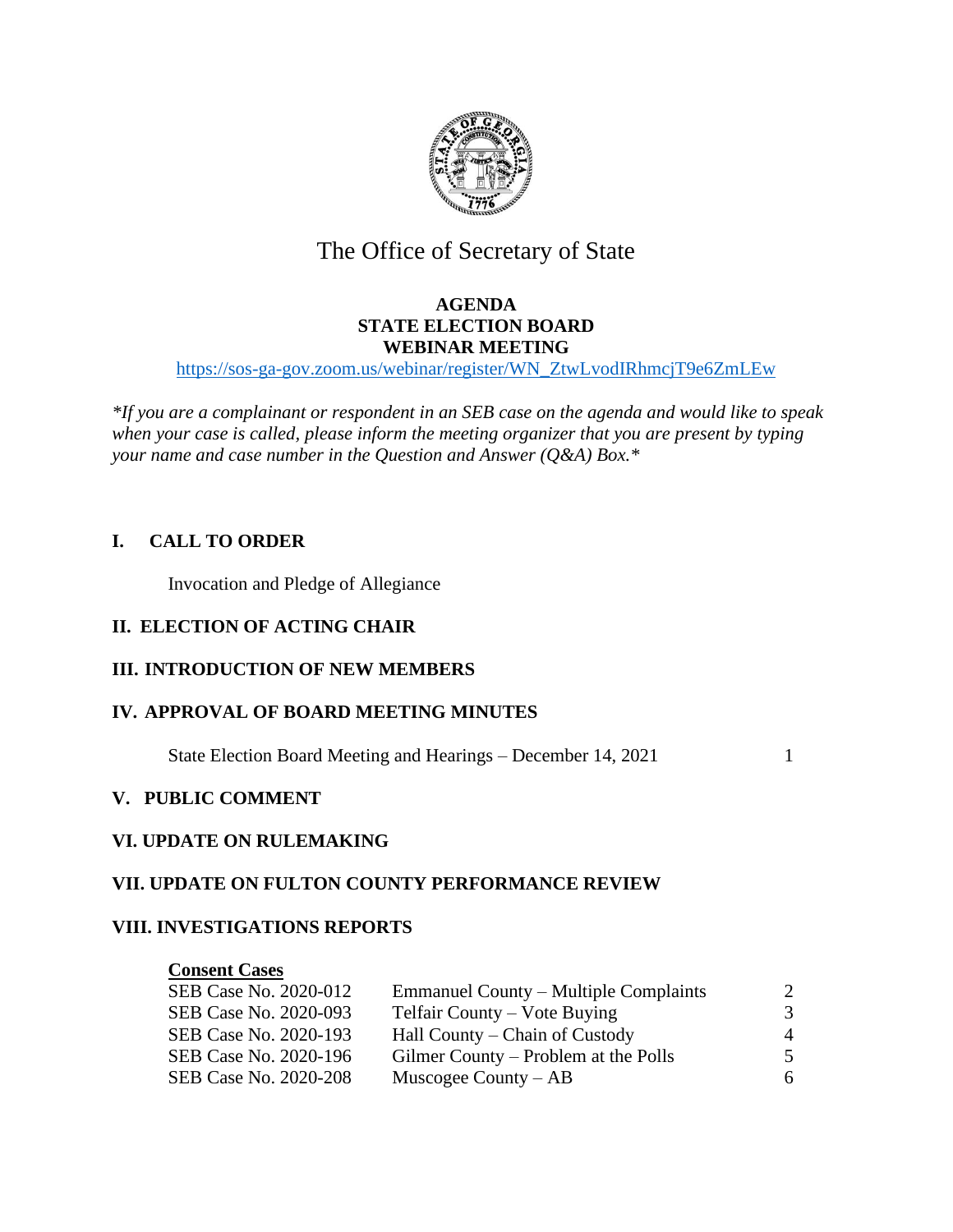# The Office of Secretary of State

**AGENDA**
**STATE ELECTION BOARD**
**WEBINAR MEETING**

https://sos-ga-gov.zoom.us/webinar/register/WN_ZtwLvodIRhmcjT9e6ZmLEw

*\*If you are a complainant or respondent in an SEB case on the agenda and would like to speak when your case is called, please inform the meeting organizer that you are present by typing your name and case number in the Question and Answer (Q&A) Box.\**

## I. CALL TO ORDER

Invocation and Pledge of Allegiance

## II. ELECTION OF ACTING CHAIR

## III. INTRODUCTION OF NEW MEMBERS

## IV. APPROVAL OF BOARD MEETING MINUTES

State Election Board Meeting and Hearings – December 14, 2021 — 1

## V. PUBLIC COMMENT

## VI. UPDATE ON RULEMAKING

## VII. UPDATE ON FULTON COUNTY PERFORMANCE REVIEW

## VIII. INVESTIGATIONS REPORTS

**Consent Cases**

| | | |
|---|---|---|
| SEB Case No. 2020-012 | Emmanuel County – Multiple Complaints | 2 |
| SEB Case No. 2020-093 | Telfair County – Vote Buying | 3 |
| SEB Case No. 2020-193 | Hall County – Chain of Custody | 4 |
| SEB Case No. 2020-196 | Gilmer County – Problem at the Polls | 5 |
| SEB Case No. 2020-208 | Muscogee County – AB | 6 |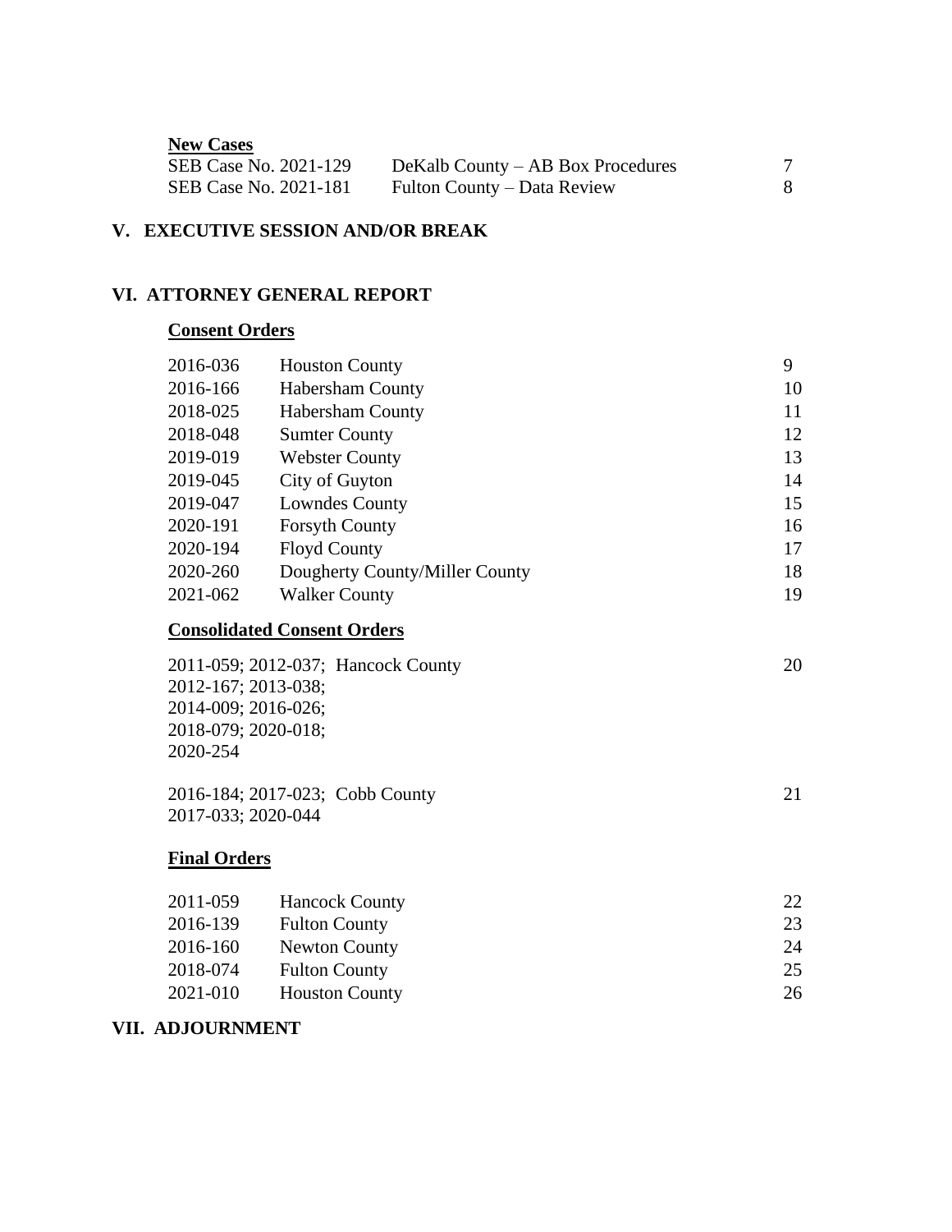**New Cases**

| | | |
|---|---|---|
| SEB Case No. 2021-129 | DeKalb County – AB Box Procedures | 7 |
| SEB Case No. 2021-181 | Fulton County – Data Review | 8 |

## V. EXECUTIVE SESSION AND/OR BREAK

## VI. ATTORNEY GENERAL REPORT

**Consent Orders**

| | | |
|---|---|---|
| 2016-036 | Houston County | 9 |
| 2016-166 | Habersham County | 10 |
| 2018-025 | Habersham County | 11 |
| 2018-048 | Sumter County | 12 |
| 2019-019 | Webster County | 13 |
| 2019-045 | City of Guyton | 14 |
| 2019-047 | Lowndes County | 15 |
| 2020-191 | Forsyth County | 16 |
| 2020-194 | Floyd County | 17 |
| 2020-260 | Dougherty County/Miller County | 18 |
| 2021-062 | Walker County | 19 |

**Consolidated Consent Orders**

| | | |
|---|---|---|
| 2011-059; 2012-037; 2012-167; 2013-038; 2014-009; 2016-026; 2018-079; 2020-018; 2020-254 | Hancock County | 20 |
| 2016-184; 2017-023; 2017-033; 2020-044 | Cobb County | 21 |

**Final Orders**

| | | |
|---|---|---|
| 2011-059 | Hancock County | 22 |
| 2016-139 | Fulton County | 23 |
| 2016-160 | Newton County | 24 |
| 2018-074 | Fulton County | 25 |
| 2021-010 | Houston County | 26 |

## VII. ADJOURNMENT